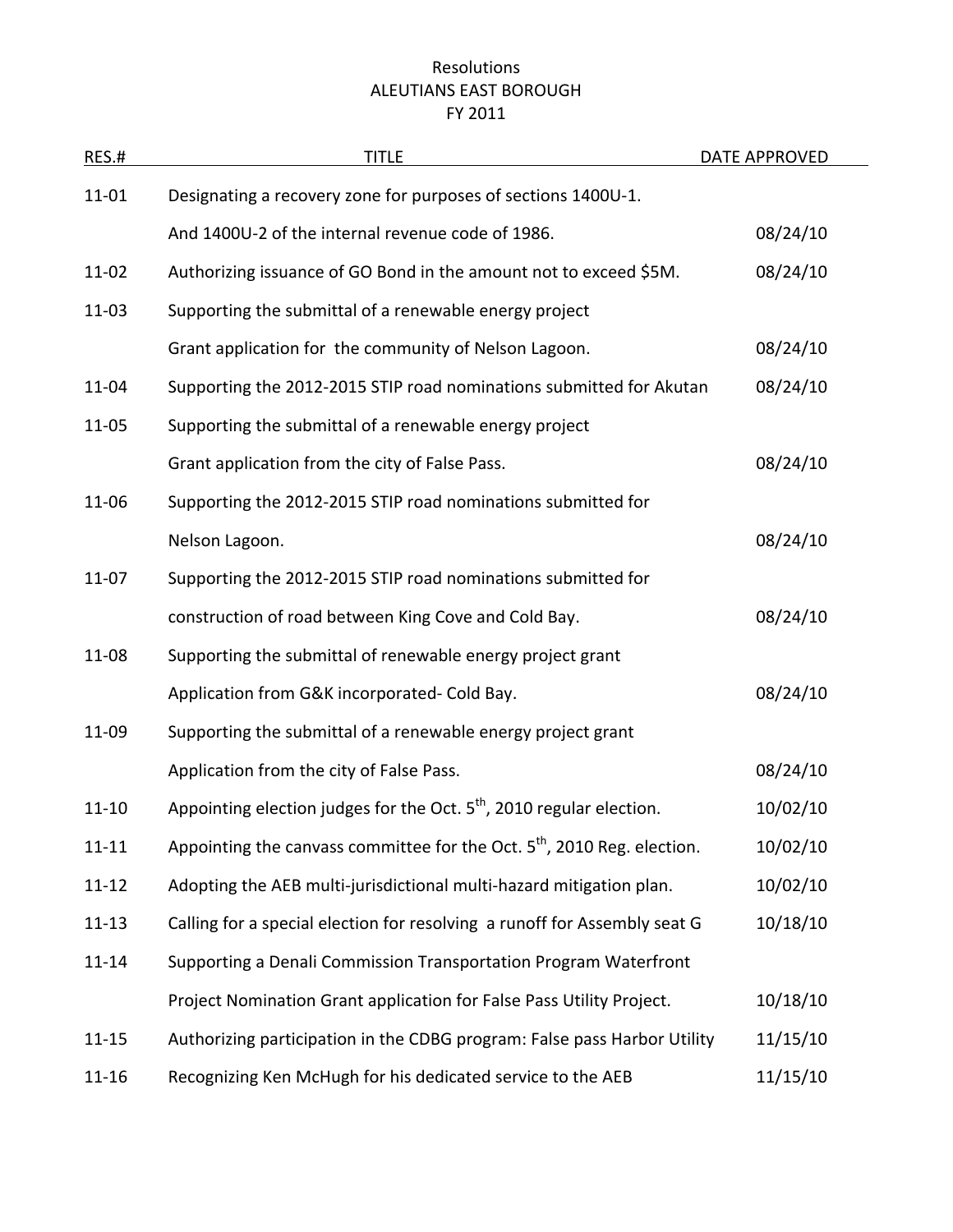# Resolutions
# ALEUTIANS EAST BOROUGH
# FY 2011

| RES.# | TITLE | DATE APPROVED |
|---|---|---|
| 11-01 | Designating a recovery zone for purposes of sections 1400U-1. And 1400U-2 of the internal revenue code of 1986. | 08/24/10 |
| 11-02 | Authorizing issuance of GO Bond in the amount not to exceed $5M. | 08/24/10 |
| 11-03 | Supporting the submittal of a renewable energy project Grant application for the community of Nelson Lagoon. | 08/24/10 |
| 11-04 | Supporting the 2012-2015 STIP road nominations submitted for Akutan | 08/24/10 |
| 11-05 | Supporting the submittal of a renewable energy project Grant application from the city of False Pass. | 08/24/10 |
| 11-06 | Supporting the 2012-2015 STIP road nominations submitted for Nelson Lagoon. | 08/24/10 |
| 11-07 | Supporting the 2012-2015 STIP road nominations submitted for construction of road between King Cove and Cold Bay. | 08/24/10 |
| 11-08 | Supporting the submittal of renewable energy project grant Application from G&K incorporated- Cold Bay. | 08/24/10 |
| 11-09 | Supporting the submittal of a renewable energy project grant Application from the city of False Pass. | 08/24/10 |
| 11-10 | Appointing election judges for the Oct. 5th, 2010 regular election. | 10/02/10 |
| 11-11 | Appointing the canvass committee for the Oct. 5th, 2010 Reg. election. | 10/02/10 |
| 11-12 | Adopting the AEB multi-jurisdictional multi-hazard mitigation plan. | 10/02/10 |
| 11-13 | Calling for a special election for resolving a runoff for Assembly seat G | 10/18/10 |
| 11-14 | Supporting a Denali Commission Transportation Program Waterfront Project Nomination Grant application for False Pass Utility Project. | 10/18/10 |
| 11-15 | Authorizing participation in the CDBG program: False pass Harbor Utility | 11/15/10 |
| 11-16 | Recognizing Ken McHugh for his dedicated service to the AEB | 11/15/10 |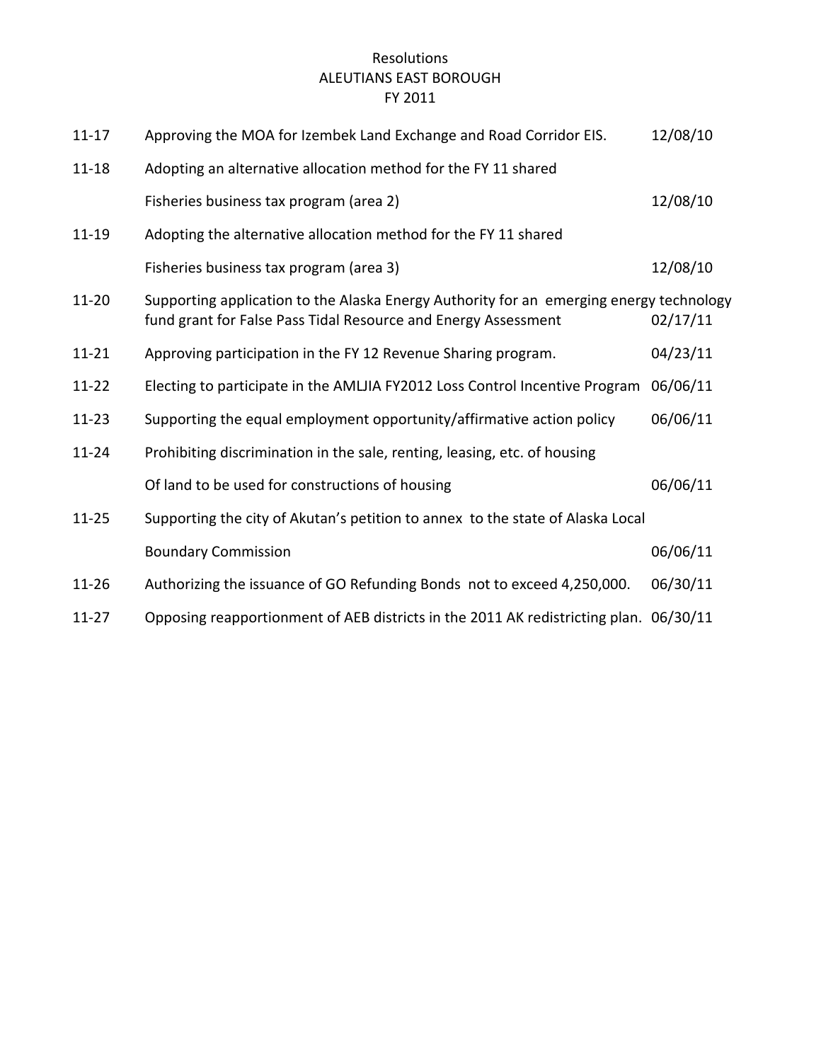Resolutions
ALEUTIANS EAST BOROUGH
FY 2011

| | | |
|---|---|---|
| 11-17 | Approving the MOA for Izembek Land Exchange and Road Corridor EIS. | 12/08/10 |
| 11-18 | Adopting an alternative allocation method for the FY 11 shared Fisheries business tax program (area 2) | 12/08/10 |
| 11-19 | Adopting the alternative allocation method for the FY 11 shared Fisheries business tax program (area 3) | 12/08/10 |
| 11-20 | Supporting application to the Alaska Energy Authority for an emerging energy technology fund grant for False Pass Tidal Resource and Energy Assessment | 02/17/11 |
| 11-21 | Approving participation in the FY 12 Revenue Sharing program. | 04/23/11 |
| 11-22 | Electing to participate in the AMLJIA FY2012 Loss Control Incentive Program | 06/06/11 |
| 11-23 | Supporting the equal employment opportunity/affirmative action policy | 06/06/11 |
| 11-24 | Prohibiting discrimination in the sale, renting, leasing, etc. of housing Of land to be used for constructions of housing | 06/06/11 |
| 11-25 | Supporting the city of Akutan's petition to annex to the state of Alaska Local Boundary Commission | 06/06/11 |
| 11-26 | Authorizing the issuance of GO Refunding Bonds not to exceed 4,250,000. | 06/30/11 |
| 11-27 | Opposing reapportionment of AEB districts in the 2011 AK redistricting plan. | 06/30/11 |